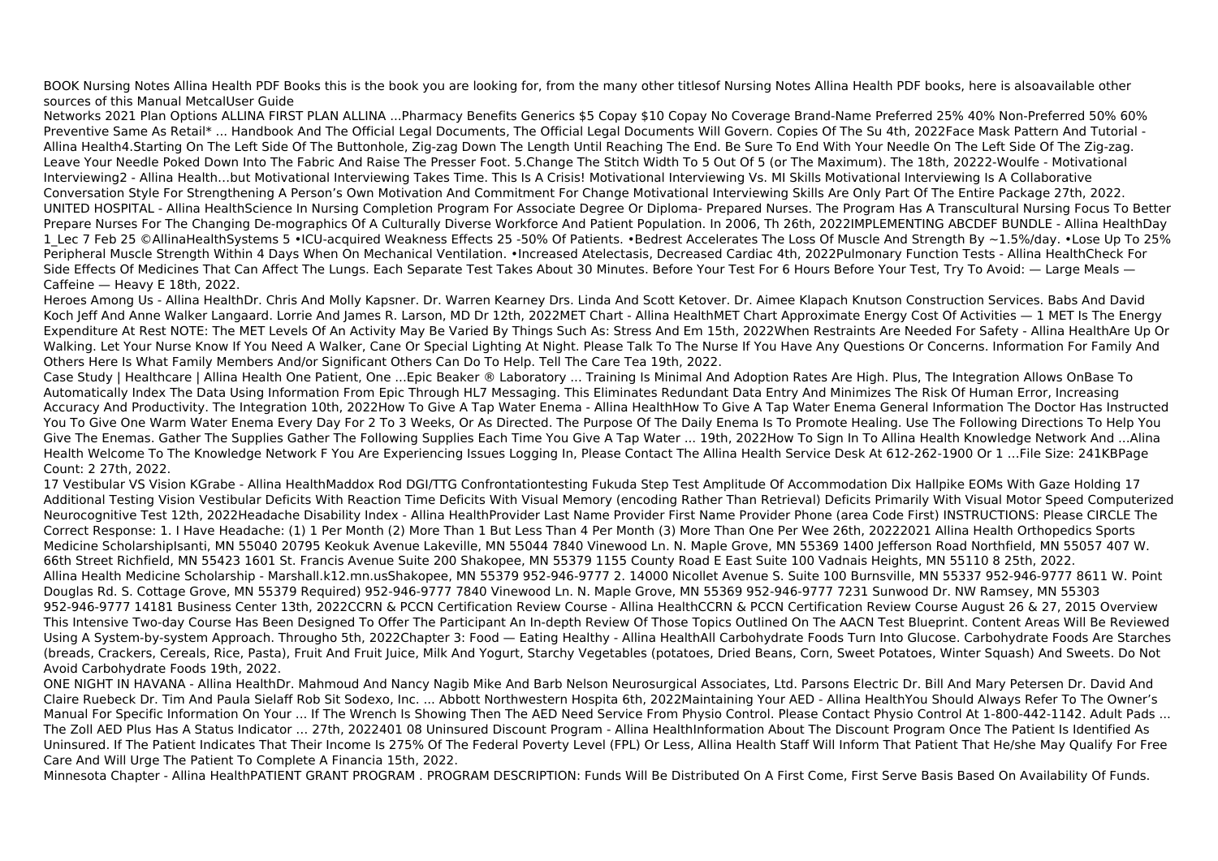BOOK Nursing Notes Allina Health PDF Books this is the book you are looking for, from the many other titlesof Nursing Notes Allina Health PDF books, here is alsoavailable other sources of this Manual MetcalUser Guide

Networks 2021 Plan Options ALLINA FIRST PLAN ALLINA ...Pharmacy Benefits Generics $5 Copay $10 Copay No Coverage Brand-Name Preferred 25% 40% Non-Preferred 50% 60% Preventive Same As Retail* ... Handbook And The Official Legal Documents, The Official Legal Documents Will Govern. Copies Of The Su 4th, 2022Face Mask Pattern And Tutorial - Allina Health4.Starting On The Left Side Of The Buttonhole, Zig-zag Down The Length Until Reaching The End. Be Sure To End With Your Needle On The Left Side Of The Zig-zag. Leave Your Needle Poked Down Into The Fabric And Raise The Presser Foot. 5.Change The Stitch Width To 5 Out Of 5 (or The Maximum). The 18th, 20222-Woulfe - Motivational Interviewing2 - Allina Health…but Motivational Interviewing Takes Time. This Is A Crisis! Motivational Interviewing Vs. MI Skills Motivational Interviewing Is A Collaborative Conversation Style For Strengthening A Person's Own Motivation And Commitment For Change Motivational Interviewing Skills Are Only Part Of The Entire Package 27th, 2022. UNITED HOSPITAL - Allina HealthScience In Nursing Completion Program For Associate Degree Or Diploma- Prepared Nurses. The Program Has A Transcultural Nursing Focus To Better Prepare Nurses For The Changing De-mographics Of A Culturally Diverse Workforce And Patient Population. In 2006, Th 26th, 2022IMPLEMENTING ABCDEF BUNDLE - Allina HealthDay 1_Lec 7 Feb 25 ©AllinaHealthSystems 5 •ICU-acquired Weakness Effects 25 -50% Of Patients. •Bedrest Accelerates The Loss Of Muscle And Strength By ~1.5%/day. •Lose Up To 25% Peripheral Muscle Strength Within 4 Days When On Mechanical Ventilation. •Increased Atelectasis, Decreased Cardiac 4th, 2022Pulmonary Function Tests - Allina HealthCheck For Side Effects Of Medicines That Can Affect The Lungs. Each Separate Test Takes About 30 Minutes. Before Your Test For 6 Hours Before Your Test, Try To Avoid: — Large Meals — Caffeine — Heavy E 18th, 2022.

Heroes Among Us - Allina HealthDr. Chris And Molly Kapsner. Dr. Warren Kearney Drs. Linda And Scott Ketover. Dr. Aimee Klapach Knutson Construction Services. Babs And David Koch Jeff And Anne Walker Langaard. Lorrie And James R. Larson, MD Dr 12th, 2022MET Chart - Allina HealthMET Chart Approximate Energy Cost Of Activities — 1 MET Is The Energy Expenditure At Rest NOTE: The MET Levels Of An Activity May Be Varied By Things Such As: Stress And Em 15th, 2022When Restraints Are Needed For Safety - Allina HealthAre Up Or Walking. Let Your Nurse Know If You Need A Walker, Cane Or Special Lighting At Night. Please Talk To The Nurse If You Have Any Questions Or Concerns. Information For Family And Others Here Is What Family Members And/or Significant Others Can Do To Help. Tell The Care Tea 19th, 2022.

Case Study | Healthcare | Allina Health One Patient, One ...Epic Beaker ® Laboratory ... Training Is Minimal And Adoption Rates Are High. Plus, The Integration Allows OnBase To Automatically Index The Data Using Information From Epic Through HL7 Messaging. This Eliminates Redundant Data Entry And Minimizes The Risk Of Human Error, Increasing Accuracy And Productivity. The Integration 10th, 2022How To Give A Tap Water Enema - Allina HealthHow To Give A Tap Water Enema General Information The Doctor Has Instructed You To Give One Warm Water Enema Every Day For 2 To 3 Weeks, Or As Directed. The Purpose Of The Daily Enema Is To Promote Healing. Use The Following Directions To Help You Give The Enemas. Gather The Supplies Gather The Following Supplies Each Time You Give A Tap Water ... 19th, 2022How To Sign In To Allina Health Knowledge Network And ...Alina Health Welcome To The Knowledge Network F You Are Experiencing Issues Logging In, Please Contact The Allina Health Service Desk At 612-262-1900 Or 1 …File Size: 241KBPage Count: 2 27th, 2022.

17 Vestibular VS Vision KGrabe - Allina HealthMaddox Rod DGI/TTG Confrontationtesting Fukuda Step Test Amplitude Of Accommodation Dix Hallpike EOMs With Gaze Holding 17 Additional Testing Vision Vestibular Deficits With Reaction Time Deficits With Visual Memory (encoding Rather Than Retrieval) Deficits Primarily With Visual Motor Speed Computerized Neurocognitive Test 12th, 2022Headache Disability Index - Allina HealthProvider Last Name Provider First Name Provider Phone (area Code First) INSTRUCTIONS: Please CIRCLE The Correct Response: 1. I Have Headache: (1) 1 Per Month (2) More Than 1 But Less Than 4 Per Month (3) More Than One Per Wee 26th, 20222021 Allina Health Orthopedics Sports Medicine ScholarshipIsanti, MN 55040 20795 Keokuk Avenue Lakeville, MN 55044 7840 Vinewood Ln. N. Maple Grove, MN 55369 1400 Jefferson Road Northfield, MN 55057 407 W. 66th Street Richfield, MN 55423 1601 St. Francis Avenue Suite 200 Shakopee, MN 55379 1155 County Road E East Suite 100 Vadnais Heights, MN 55110 8 25th, 2022. Allina Health Medicine Scholarship - Marshall.k12.mn.usShakopee, MN 55379 952-946-9777 2. 14000 Nicollet Avenue S. Suite 100 Burnsville, MN 55337 952-946-9777 8611 W. Point Douglas Rd. S. Cottage Grove, MN 55379 Required) 952-946-9777 7840 Vinewood Ln. N. Maple Grove, MN 55369 952-946-9777 7231 Sunwood Dr. NW Ramsey, MN 55303 952-946-9777 14181 Business Center 13th, 2022CCRN & PCCN Certification Review Course - Allina HealthCCRN & PCCN Certification Review Course August 26 & 27, 2015 Overview This Intensive Two-day Course Has Been Designed To Offer The Participant An In-depth Review Of Those Topics Outlined On The AACN Test Blueprint. Content Areas Will Be Reviewed Using A System-by-system Approach. Througho 5th, 2022Chapter 3: Food — Eating Healthy - Allina HealthAll Carbohydrate Foods Turn Into Glucose. Carbohydrate Foods Are Starches (breads, Crackers, Cereals, Rice, Pasta), Fruit And Fruit Juice, Milk And Yogurt, Starchy Vegetables (potatoes, Dried Beans, Corn, Sweet Potatoes, Winter Squash) And Sweets. Do Not Avoid Carbohydrate Foods 19th, 2022.

ONE NIGHT IN HAVANA - Allina HealthDr. Mahmoud And Nancy Nagib Mike And Barb Nelson Neurosurgical Associates, Ltd. Parsons Electric Dr. Bill And Mary Petersen Dr. David And Claire Ruebeck Dr. Tim And Paula Sielaff Rob Sit Sodexo, Inc. ... Abbott Northwestern Hospita 6th, 2022Maintaining Your AED - Allina HealthYou Should Always Refer To The Owner's Manual For Specific Information On Your ... If The Wrench Is Showing Then The AED Need Service From Physio Control. Please Contact Physio Control At 1-800-442-1142. Adult Pads ... The Zoll AED Plus Has A Status Indicator … 27th, 2022401 08 Uninsured Discount Program - Allina HealthInformation About The Discount Program Once The Patient Is Identified As Uninsured. If The Patient Indicates That Their Income Is 275% Of The Federal Poverty Level (FPL) Or Less, Allina Health Staff Will Inform That Patient That He/she May Qualify For Free Care And Will Urge The Patient To Complete A Financia 15th, 2022.

Minnesota Chapter - Allina HealthPATIENT GRANT PROGRAM . PROGRAM DESCRIPTION: Funds Will Be Distributed On A First Come, First Serve Basis Based On Availability Of Funds.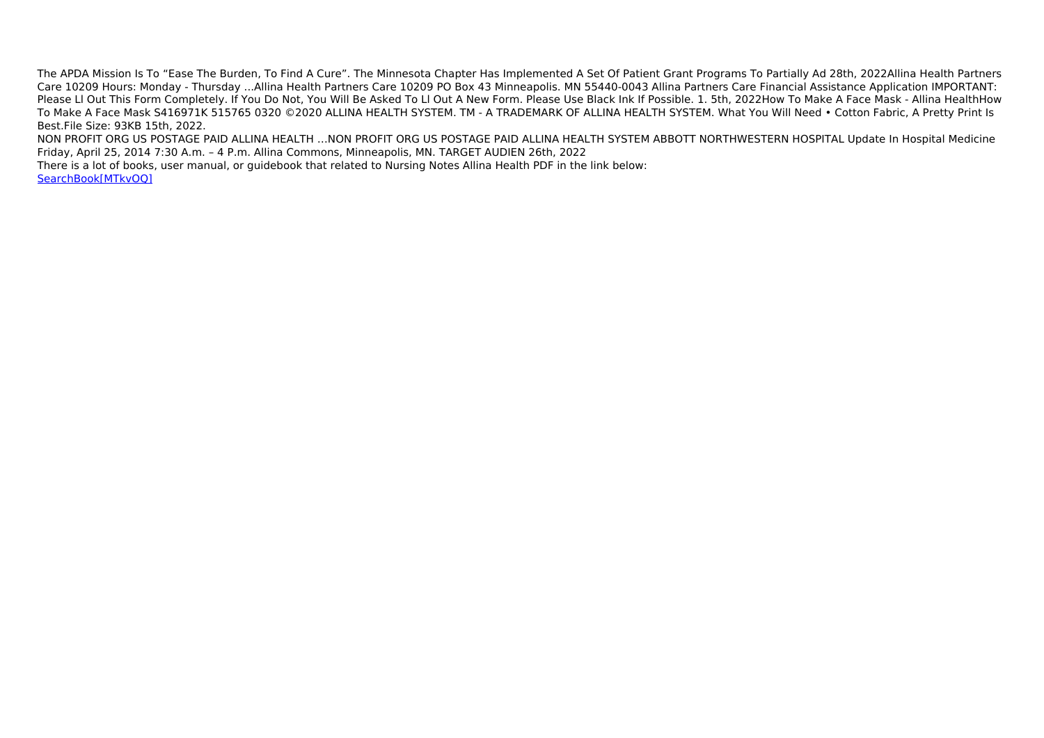The APDA Mission Is To "Ease The Burden, To Find A Cure". The Minnesota Chapter Has Implemented A Set Of Patient Grant Programs To Partially Ad 28th, 2022Allina Health Partners Care 10209 Hours: Monday - Thursday ...Allina Health Partners Care 10209 PO Box 43 Minneapolis. MN 55440-0043 Allina Partners Care Financial Assistance Application IMPORTANT: Please Ll Out This Form Completely. If You Do Not, You Will Be Asked To Ll Out A New Form. Please Use Black Ink If Possible. 1. 5th, 2022How To Make A Face Mask - Allina HealthHow To Make A Face Mask S416971K 515765 0320 ©2020 ALLINA HEALTH SYSTEM. TM - A TRADEMARK OF ALLINA HEALTH SYSTEM. What You Will Need • Cotton Fabric, A Pretty Print Is Best.File Size: 93KB 15th, 2022.

NON PROFIT ORG US POSTAGE PAID ALLINA HEALTH ...NON PROFIT ORG US POSTAGE PAID ALLINA HEALTH SYSTEM ABBOTT NORTHWESTERN HOSPITAL Update In Hospital Medicine Friday, April 25, 2014 7:30 A.m. – 4 P.m. Allina Commons, Minneapolis, MN. TARGET AUDIEN 26th, 2022

There is a lot of books, user manual, or guidebook that related to Nursing Notes Allina Health PDF in the link below:

[SearchBook[MTkvOQ]](SearchBook[MTkvOQ])